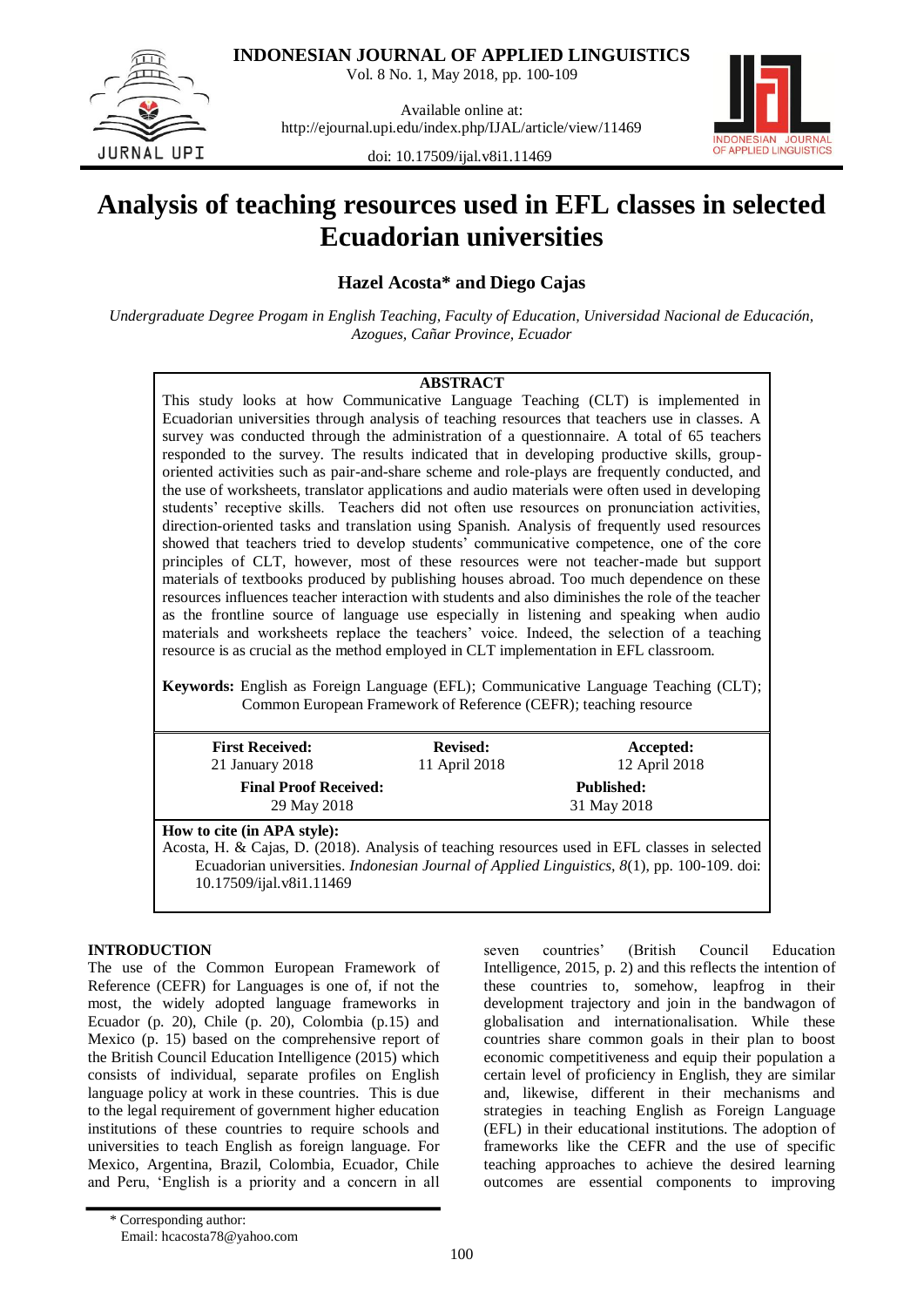# Analysis of teaching resources used in EFL classes in selected Ecuadorian universities

**Hazel Acosta\* and Diego Cajas**

*Undergraduate Degree Progam in English Teaching, Faculty of Education, Universidad Nacional de Educación, Azogues, Cañar Province, Ecuador*

**ABSTRACT**

This study looks at how Communicative Language Teaching (CLT) is implemented in Ecuadorian universities through analysis of teaching resources that teachers use in classes. A survey was conducted through the administration of a questionnaire. A total of 65 teachers responded to the survey. The results indicated that in developing productive skills, group-oriented activities such as pair-and-share scheme and role-plays are frequently conducted, and the use of worksheets, translator applications and audio materials were often used in developing students' receptive skills. Teachers did not often use resources on pronunciation activities, direction-oriented tasks and translation using Spanish. Analysis of frequently used resources showed that teachers tried to develop students' communicative competence, one of the core principles of CLT, however, most of these resources were not teacher-made but support materials of textbooks produced by publishing houses abroad. Too much dependence on these resources influences teacher interaction with students and also diminishes the role of the teacher as the frontline source of language use especially in listening and speaking when audio materials and worksheets replace the teachers' voice. Indeed, the selection of a teaching resource is as crucial as the method employed in CLT implementation in EFL classroom.

**Keywords:** English as Foreign Language (EFL); Communicative Language Teaching (CLT); Common European Framework of Reference (CEFR); teaching resource

| **First Received:** | **Revised:** | **Accepted:** |
|---|---|---|
| 21 January 2018 | 11 April 2018 | 12 April 2018 |
| **Final Proof Received:** | | **Published:** |
| 29 May 2018 | | 31 May 2018 |

**How to cite (in APA style):**

Acosta, H. & Cajas, D. (2018). Analysis of teaching resources used in EFL classes in selected Ecuadorian universities. *Indonesian Journal of Applied Linguistics, 8*(1), pp. 100-109. doi: 10.17509/ijal.v8i1.11469

## INTRODUCTION

The use of the Common European Framework of Reference (CEFR) for Languages is one of, if not the most, the widely adopted language frameworks in Ecuador (p. 20), Chile (p. 20), Colombia (p.15) and Mexico (p. 15) based on the comprehensive report of the British Council Education Intelligence (2015) which consists of individual, separate profiles on English language policy at work in these countries. This is due to the legal requirement of government higher education institutions of these countries to require schools and universities to teach English as foreign language. For Mexico, Argentina, Brazil, Colombia, Ecuador, Chile and Peru, 'English is a priority and a concern in all seven countries' (British Council Education Intelligence, 2015, p. 2) and this reflects the intention of these countries to, somehow, leapfrog in their development trajectory and join in the bandwagon of globalisation and internationalisation. While these countries share common goals in their plan to boost economic competitiveness and equip their population a certain level of proficiency in English, they are similar and, likewise, different in their mechanisms and strategies in teaching English as Foreign Language (EFL) in their educational institutions. The adoption of frameworks like the CEFR and the use of specific teaching approaches to achieve the desired learning outcomes are essential components to improving

\* Corresponding author:
Email: hcacosta78@yahoo.com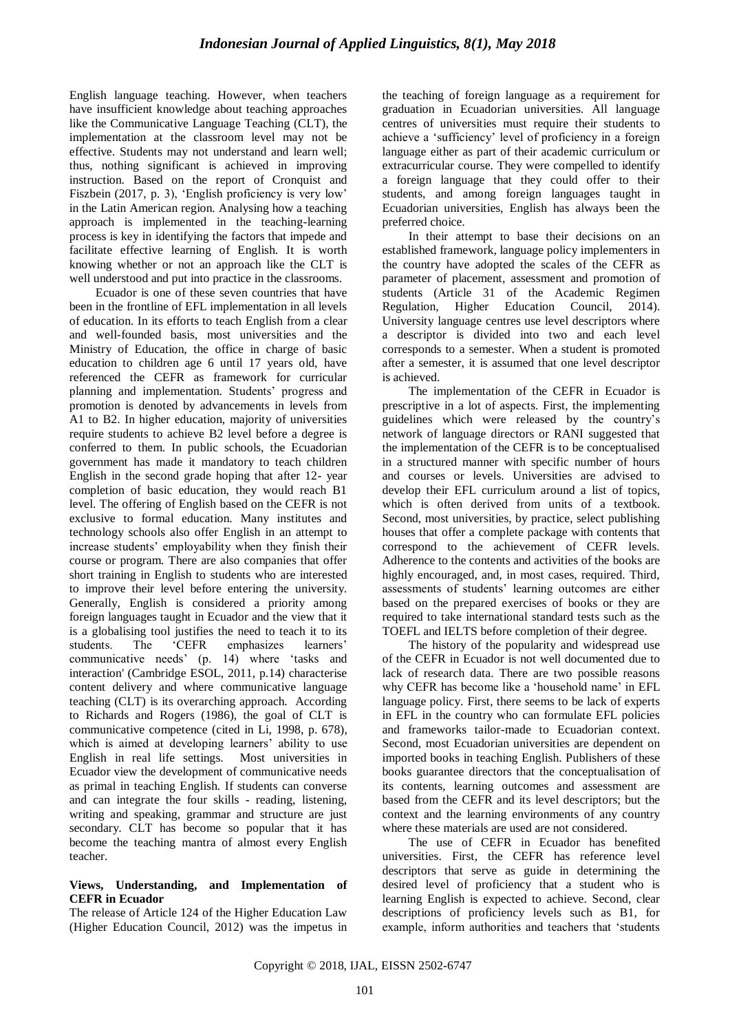English language teaching. However, when teachers have insufficient knowledge about teaching approaches like the Communicative Language Teaching (CLT), the implementation at the classroom level may not be effective. Students may not understand and learn well; thus, nothing significant is achieved in improving instruction. Based on the report of Cronquist and Fiszbein (2017, p. 3), 'English proficiency is very low' in the Latin American region. Analysing how a teaching approach is implemented in the teaching-learning process is key in identifying the factors that impede and facilitate effective learning of English. It is worth knowing whether or not an approach like the CLT is well understood and put into practice in the classrooms.

Ecuador is one of these seven countries that have been in the frontline of EFL implementation in all levels of education. In its efforts to teach English from a clear and well-founded basis, most universities and the Ministry of Education, the office in charge of basic education to children age 6 until 17 years old, have referenced the CEFR as framework for curricular planning and implementation. Students' progress and promotion is denoted by advancements in levels from A1 to B2. In higher education, majority of universities require students to achieve B2 level before a degree is conferred to them. In public schools, the Ecuadorian government has made it mandatory to teach children English in the second grade hoping that after 12- year completion of basic education, they would reach B1 level. The offering of English based on the CEFR is not exclusive to formal education. Many institutes and technology schools also offer English in an attempt to increase students' employability when they finish their course or program. There are also companies that offer short training in English to students who are interested to improve their level before entering the university. Generally, English is considered a priority among foreign languages taught in Ecuador and the view that it is a globalising tool justifies the need to teach it to its students. The 'CEFR emphasizes learners' communicative needs' (p. 14) where 'tasks and interaction' (Cambridge ESOL, 2011, p.14) characterise content delivery and where communicative language teaching (CLT) is its overarching approach. According to Richards and Rogers (1986), the goal of CLT is communicative competence (cited in Li, 1998, p. 678), which is aimed at developing learners' ability to use English in real life settings. Most universities in Ecuador view the development of communicative needs as primal in teaching English. If students can converse and can integrate the four skills - reading, listening, writing and speaking, grammar and structure are just secondary. CLT has become so popular that it has become the teaching mantra of almost every English teacher.

**Views, Understanding, and Implementation of CEFR in Ecuador**

The release of Article 124 of the Higher Education Law (Higher Education Council, 2012) was the impetus in the teaching of foreign language as a requirement for graduation in Ecuadorian universities. All language centres of universities must require their students to achieve a 'sufficiency' level of proficiency in a foreign language either as part of their academic curriculum or extracurricular course. They were compelled to identify a foreign language that they could offer to their students, and among foreign languages taught in Ecuadorian universities, English has always been the preferred choice.

In their attempt to base their decisions on an established framework, language policy implementers in the country have adopted the scales of the CEFR as parameter of placement, assessment and promotion of students (Article 31 of the Academic Regimen Regulation, Higher Education Council, 2014). University language centres use level descriptors where a descriptor is divided into two and each level corresponds to a semester. When a student is promoted after a semester, it is assumed that one level descriptor is achieved.

The implementation of the CEFR in Ecuador is prescriptive in a lot of aspects. First, the implementing guidelines which were released by the country's network of language directors or RANI suggested that the implementation of the CEFR is to be conceptualised in a structured manner with specific number of hours and courses or levels. Universities are advised to develop their EFL curriculum around a list of topics, which is often derived from units of a textbook. Second, most universities, by practice, select publishing houses that offer a complete package with contents that correspond to the achievement of CEFR levels. Adherence to the contents and activities of the books are highly encouraged, and, in most cases, required. Third, assessments of students' learning outcomes are either based on the prepared exercises of books or they are required to take international standard tests such as the TOEFL and IELTS before completion of their degree.

The history of the popularity and widespread use of the CEFR in Ecuador is not well documented due to lack of research data. There are two possible reasons why CEFR has become like a 'household name' in EFL language policy. First, there seems to be lack of experts in EFL in the country who can formulate EFL policies and frameworks tailor-made to Ecuadorian context. Second, most Ecuadorian universities are dependent on imported books in teaching English. Publishers of these books guarantee directors that the conceptualisation of its contents, learning outcomes and assessment are based from the CEFR and its level descriptors; but the context and the learning environments of any country where these materials are used are not considered.

The use of CEFR in Ecuador has benefited universities. First, the CEFR has reference level descriptors that serve as guide in determining the desired level of proficiency that a student who is learning English is expected to achieve. Second, clear descriptions of proficiency levels such as B1, for example, inform authorities and teachers that 'students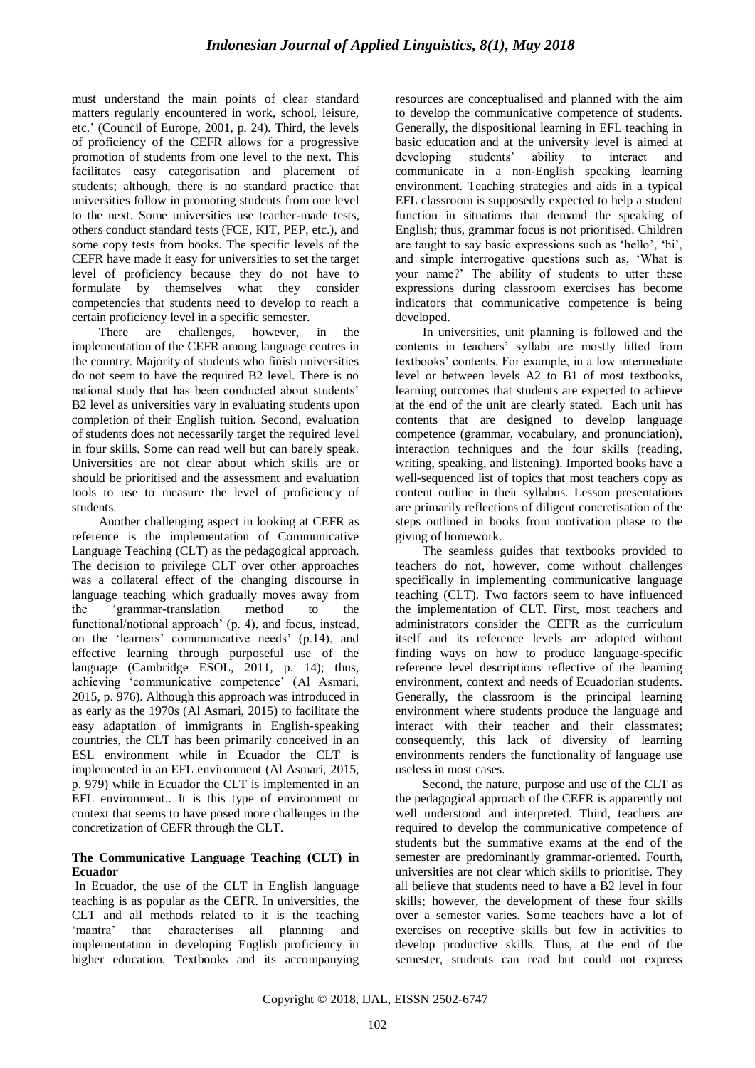must understand the main points of clear standard matters regularly encountered in work, school, leisure, etc.' (Council of Europe, 2001, p. 24). Third, the levels of proficiency of the CEFR allows for a progressive promotion of students from one level to the next. This facilitates easy categorisation and placement of students; although, there is no standard practice that universities follow in promoting students from one level to the next. Some universities use teacher-made tests, others conduct standard tests (FCE, KIT, PEP, etc.), and some copy tests from books. The specific levels of the CEFR have made it easy for universities to set the target level of proficiency because they do not have to formulate by themselves what they consider competencies that students need to develop to reach a certain proficiency level in a specific semester.

There are challenges, however, in the implementation of the CEFR among language centres in the country. Majority of students who finish universities do not seem to have the required B2 level. There is no national study that has been conducted about students' B2 level as universities vary in evaluating students upon completion of their English tuition. Second, evaluation of students does not necessarily target the required level in four skills. Some can read well but can barely speak. Universities are not clear about which skills are or should be prioritised and the assessment and evaluation tools to use to measure the level of proficiency of students.

Another challenging aspect in looking at CEFR as reference is the implementation of Communicative Language Teaching (CLT) as the pedagogical approach. The decision to privilege CLT over other approaches was a collateral effect of the changing discourse in language teaching which gradually moves away from the 'grammar-translation method to the functional/notional approach' (p. 4), and focus, instead, on the 'learners' communicative needs' (p.14), and effective learning through purposeful use of the language (Cambridge ESOL, 2011, p. 14); thus, achieving 'communicative competence' (Al Asmari, 2015, p. 976). Although this approach was introduced in as early as the 1970s (Al Asmari, 2015) to facilitate the easy adaptation of immigrants in English-speaking countries, the CLT has been primarily conceived in an ESL environment while in Ecuador the CLT is implemented in an EFL environment (Al Asmari, 2015, p. 979) while in Ecuador the CLT is implemented in an EFL environment.. It is this type of environment or context that seems to have posed more challenges in the concretization of CEFR through the CLT.

**The Communicative Language Teaching (CLT) in Ecuador**

In Ecuador, the use of the CLT in English language teaching is as popular as the CEFR. In universities, the CLT and all methods related to it is the teaching 'mantra' that characterises all planning and implementation in developing English proficiency in higher education. Textbooks and its accompanying resources are conceptualised and planned with the aim to develop the communicative competence of students. Generally, the dispositional learning in EFL teaching in basic education and at the university level is aimed at developing students' ability to interact and communicate in a non-English speaking learning environment. Teaching strategies and aids in a typical EFL classroom is supposedly expected to help a student function in situations that demand the speaking of English; thus, grammar focus is not prioritised. Children are taught to say basic expressions such as 'hello', 'hi', and simple interrogative questions such as, 'What is your name?' The ability of students to utter these expressions during classroom exercises has become indicators that communicative competence is being developed.

In universities, unit planning is followed and the contents in teachers' syllabi are mostly lifted from textbooks' contents. For example, in a low intermediate level or between levels A2 to B1 of most textbooks, learning outcomes that students are expected to achieve at the end of the unit are clearly stated. Each unit has contents that are designed to develop language competence (grammar, vocabulary, and pronunciation), interaction techniques and the four skills (reading, writing, speaking, and listening). Imported books have a well-sequenced list of topics that most teachers copy as content outline in their syllabus. Lesson presentations are primarily reflections of diligent concretisation of the steps outlined in books from motivation phase to the giving of homework.

The seamless guides that textbooks provided to teachers do not, however, come without challenges specifically in implementing communicative language teaching (CLT). Two factors seem to have influenced the implementation of CLT. First, most teachers and administrators consider the CEFR as the curriculum itself and its reference levels are adopted without finding ways on how to produce language-specific reference level descriptions reflective of the learning environment, context and needs of Ecuadorian students. Generally, the classroom is the principal learning environment where students produce the language and interact with their teacher and their classmates; consequently, this lack of diversity of learning environments renders the functionality of language use useless in most cases.

Second, the nature, purpose and use of the CLT as the pedagogical approach of the CEFR is apparently not well understood and interpreted. Third, teachers are required to develop the communicative competence of students but the summative exams at the end of the semester are predominantly grammar-oriented. Fourth, universities are not clear which skills to prioritise. They all believe that students need to have a B2 level in four skills; however, the development of these four skills over a semester varies. Some teachers have a lot of exercises on receptive skills but few in activities to develop productive skills. Thus, at the end of the semester, students can read but could not express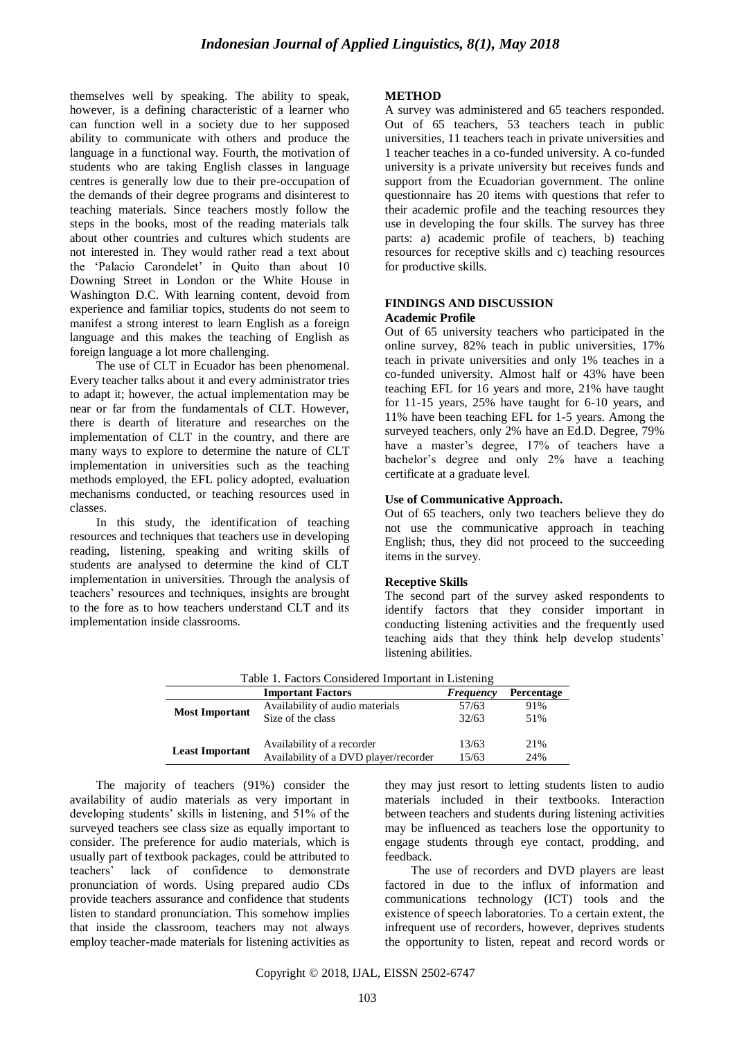themselves well by speaking. The ability to speak, however, is a defining characteristic of a learner who can function well in a society due to her supposed ability to communicate with others and produce the language in a functional way. Fourth, the motivation of students who are taking English classes in language centres is generally low due to their pre-occupation of the demands of their degree programs and disinterest to teaching materials. Since teachers mostly follow the steps in the books, most of the reading materials talk about other countries and cultures which students are not interested in. They would rather read a text about the 'Palacio Carondelet' in Quito than about 10 Downing Street in London or the White House in Washington D.C. With learning content, devoid from experience and familiar topics, students do not seem to manifest a strong interest to learn English as a foreign language and this makes the teaching of English as foreign language a lot more challenging.

The use of CLT in Ecuador has been phenomenal. Every teacher talks about it and every administrator tries to adapt it; however, the actual implementation may be near or far from the fundamentals of CLT. However, there is dearth of literature and researches on the implementation of CLT in the country, and there are many ways to explore to determine the nature of CLT implementation in universities such as the teaching methods employed, the EFL policy adopted, evaluation mechanisms conducted, or teaching resources used in classes.

In this study, the identification of teaching resources and techniques that teachers use in developing reading, listening, speaking and writing skills of students are analysed to determine the kind of CLT implementation in universities. Through the analysis of teachers' resources and techniques, insights are brought to the fore as to how teachers understand CLT and its implementation inside classrooms.

## METHOD

A survey was administered and 65 teachers responded. Out of 65 teachers, 53 teachers teach in public universities, 11 teachers teach in private universities and 1 teacher teaches in a co-funded university. A co-funded university is a private university but receives funds and support from the Ecuadorian government. The online questionnaire has 20 items with questions that refer to their academic profile and the teaching resources they use in developing the four skills. The survey has three parts: a) academic profile of teachers, b) teaching resources for receptive skills and c) teaching resources for productive skills.

## FINDINGS AND DISCUSSION

### Academic Profile

Out of 65 university teachers who participated in the online survey, 82% teach in public universities, 17% teach in private universities and only 1% teaches in a co-funded university. Almost half or 43% have been teaching EFL for 16 years and more, 21% have taught for 11-15 years, 25% have taught for 6-10 years, and 11% have been teaching EFL for 1-5 years. Among the surveyed teachers, only 2% have an Ed.D. Degree, 79% have a master's degree, 17% of teachers have a bachelor's degree and only 2% have a teaching certificate at a graduate level.

### Use of Communicative Approach.

Out of 65 teachers, only two teachers believe they do not use the communicative approach in teaching English; thus, they did not proceed to the succeeding items in the survey.

### Receptive Skills

The second part of the survey asked respondents to identify factors that they consider important in conducting listening activities and the frequently used teaching aids that they think help develop students' listening abilities.

Table 1. Factors Considered Important in Listening

| | Important Factors | *Frequency* | Percentage |
|---|---|---|---|
| **Most Important** | Availability of audio materials | 57/63 | 91% |
| | Size of the class | 32/63 | 51% |
| **Least Important** | Availability of a recorder | 13/63 | 21% |
| | Availability of a DVD player/recorder | 15/63 | 24% |

The majority of teachers (91%) consider the availability of audio materials as very important in developing students' skills in listening, and 51% of the surveyed teachers see class size as equally important to consider. The preference for audio materials, which is usually part of textbook packages, could be attributed to teachers' lack of confidence to demonstrate pronunciation of words. Using prepared audio CDs provide teachers assurance and confidence that students listen to standard pronunciation. This somehow implies that inside the classroom, teachers may not always employ teacher-made materials for listening activities as they may just resort to letting students listen to audio materials included in their textbooks. Interaction between teachers and students during listening activities may be influenced as teachers lose the opportunity to engage students through eye contact, prodding, and feedback.

The use of recorders and DVD players are least factored in due to the influx of information and communications technology (ICT) tools and the existence of speech laboratories. To a certain extent, the infrequent use of recorders, however, deprives students the opportunity to listen, repeat and record words or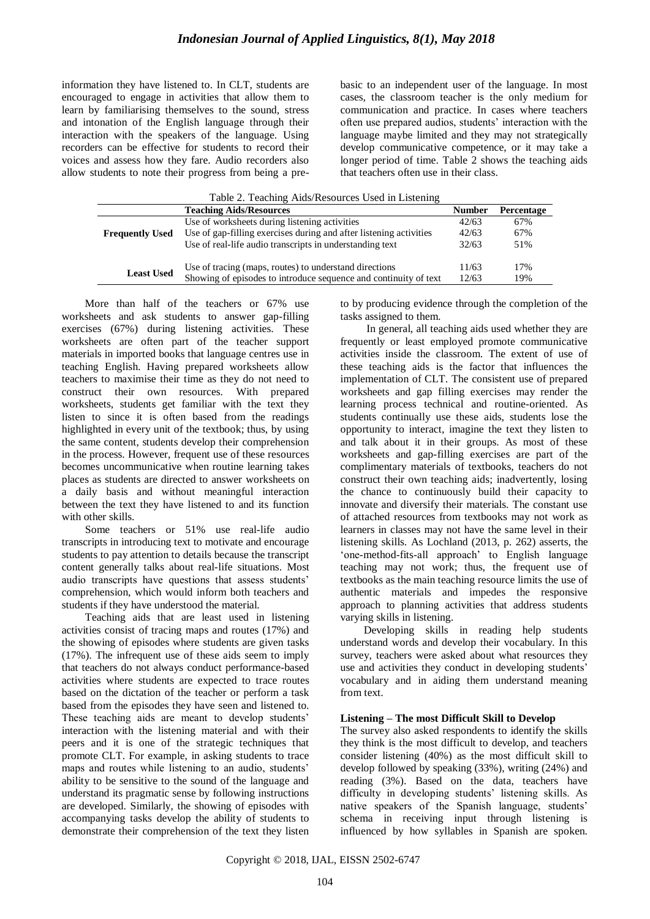information they have listened to. In CLT, students are encouraged to engage in activities that allow them to learn by familiarising themselves to the sound, stress and intonation of the English language through their interaction with the speakers of the language. Using recorders can be effective for students to record their voices and assess how they fare. Audio recorders also allow students to note their progress from being a pre-basic to an independent user of the language. In most cases, the classroom teacher is the only medium for communication and practice. In cases where teachers often use prepared audios, students' interaction with the language maybe limited and they may not strategically develop communicative competence, or it may take a longer period of time. Table 2 shows the teaching aids that teachers often use in their class.

Table 2. Teaching Aids/Resources Used in Listening

| | Teaching Aids/Resources | Number | Percentage |
|---|---|---|---|
| **Frequently Used** | Use of worksheets during listening activities | 42/63 | 67% |
| | Use of gap-filling exercises during and after listening activities | 42/63 | 67% |
| | Use of real-life audio transcripts in understanding text | 32/63 | 51% |
| **Least Used** | Use of tracing (maps, routes) to understand directions | 11/63 | 17% |
| | Showing of episodes to introduce sequence and continuity of text | 12/63 | 19% |

More than half of the teachers or 67% use worksheets and ask students to answer gap-filling exercises (67%) during listening activities. These worksheets are often part of the teacher support materials in imported books that language centres use in teaching English. Having prepared worksheets allow teachers to maximise their time as they do not need to construct their own resources. With prepared worksheets, students get familiar with the text they listen to since it is often based from the readings highlighted in every unit of the textbook; thus, by using the same content, students develop their comprehension in the process. However, frequent use of these resources becomes uncommunicative when routine learning takes places as students are directed to answer worksheets on a daily basis and without meaningful interaction between the text they have listened to and its function with other skills.

Some teachers or 51% use real-life audio transcripts in introducing text to motivate and encourage students to pay attention to details because the transcript content generally talks about real-life situations. Most audio transcripts have questions that assess students' comprehension, which would inform both teachers and students if they have understood the material.

Teaching aids that are least used in listening activities consist of tracing maps and routes (17%) and the showing of episodes where students are given tasks (17%). The infrequent use of these aids seem to imply that teachers do not always conduct performance-based activities where students are expected to trace routes based on the dictation of the teacher or perform a task based from the episodes they have seen and listened to. These teaching aids are meant to develop students' interaction with the listening material and with their peers and it is one of the strategic techniques that promote CLT. For example, in asking students to trace maps and routes while listening to an audio, students' ability to be sensitive to the sound of the language and understand its pragmatic sense by following instructions are developed. Similarly, the showing of episodes with accompanying tasks develop the ability of students to demonstrate their comprehension of the text they listen to by producing evidence through the completion of the tasks assigned to them.

In general, all teaching aids used whether they are frequently or least employed promote communicative activities inside the classroom. The extent of use of these teaching aids is the factor that influences the implementation of CLT. The consistent use of prepared worksheets and gap filling exercises may render the learning process technical and routine-oriented. As students continually use these aids, students lose the opportunity to interact, imagine the text they listen to and talk about it in their groups. As most of these worksheets and gap-filling exercises are part of the complimentary materials of textbooks, teachers do not construct their own teaching aids; inadvertently, losing the chance to continuously build their capacity to innovate and diversify their materials. The constant use of attached resources from textbooks may not work as learners in classes may not have the same level in their listening skills. As Lochland (2013, p. 262) asserts, the 'one-method-fits-all approach' to English language teaching may not work; thus, the frequent use of textbooks as the main teaching resource limits the use of authentic materials and impedes the responsive approach to planning activities that address students varying skills in listening.

Developing skills in reading help students understand words and develop their vocabulary. In this survey, teachers were asked about what resources they use and activities they conduct in developing students' vocabulary and in aiding them understand meaning from text.

### Listening – The most Difficult Skill to Develop

The survey also asked respondents to identify the skills they think is the most difficult to develop, and teachers consider listening (40%) as the most difficult skill to develop followed by speaking (33%), writing (24%) and reading (3%). Based on the data, teachers have difficulty in developing students' listening skills. As native speakers of the Spanish language, students' schema in receiving input through listening is influenced by how syllables in Spanish are spoken.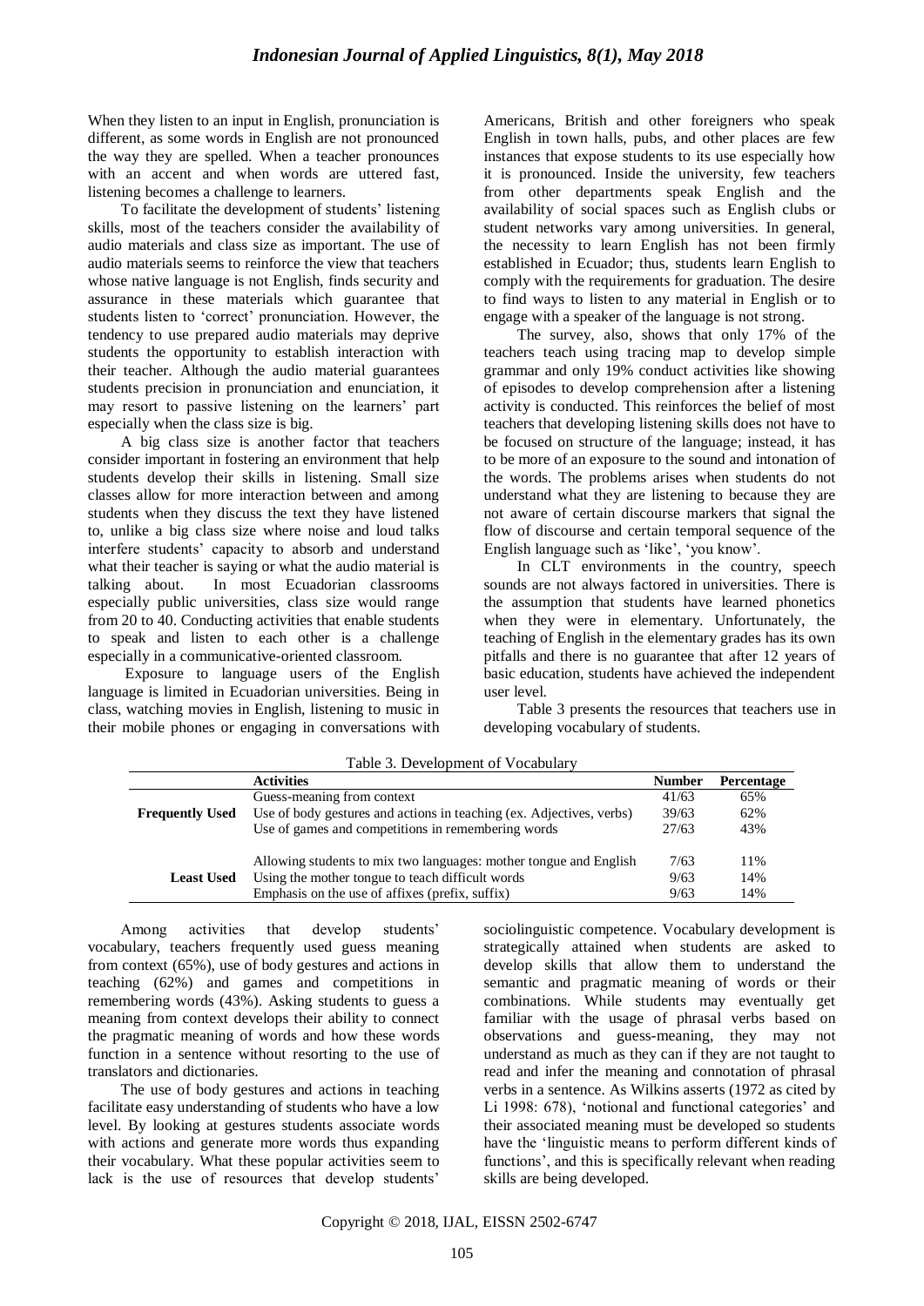When they listen to an input in English, pronunciation is different, as some words in English are not pronounced the way they are spelled. When a teacher pronounces with an accent and when words are uttered fast, listening becomes a challenge to learners.

To facilitate the development of students' listening skills, most of the teachers consider the availability of audio materials and class size as important. The use of audio materials seems to reinforce the view that teachers whose native language is not English, finds security and assurance in these materials which guarantee that students listen to 'correct' pronunciation. However, the tendency to use prepared audio materials may deprive students the opportunity to establish interaction with their teacher. Although the audio material guarantees students precision in pronunciation and enunciation, it may resort to passive listening on the learners' part especially when the class size is big.

A big class size is another factor that teachers consider important in fostering an environment that help students develop their skills in listening. Small size classes allow for more interaction between and among students when they discuss the text they have listened to, unlike a big class size where noise and loud talks interfere students' capacity to absorb and understand what their teacher is saying or what the audio material is talking about. In most Ecuadorian classrooms especially public universities, class size would range from 20 to 40. Conducting activities that enable students to speak and listen to each other is a challenge especially in a communicative-oriented classroom.

Exposure to language users of the English language is limited in Ecuadorian universities. Being in class, watching movies in English, listening to music in their mobile phones or engaging in conversations with Americans, British and other foreigners who speak English in town halls, pubs, and other places are few instances that expose students to its use especially how it is pronounced. Inside the university, few teachers from other departments speak English and the availability of social spaces such as English clubs or student networks vary among universities. In general, the necessity to learn English has not been firmly established in Ecuador; thus, students learn English to comply with the requirements for graduation. The desire to find ways to listen to any material in English or to engage with a speaker of the language is not strong.

The survey, also, shows that only 17% of the teachers teach using tracing map to develop simple grammar and only 19% conduct activities like showing of episodes to develop comprehension after a listening activity is conducted. This reinforces the belief of most teachers that developing listening skills does not have to be focused on structure of the language; instead, it has to be more of an exposure to the sound and intonation of the words. The problems arises when students do not understand what they are listening to because they are not aware of certain discourse markers that signal the flow of discourse and certain temporal sequence of the English language such as 'like', 'you know'.

In CLT environments in the country, speech sounds are not always factored in universities. There is the assumption that students have learned phonetics when they were in elementary. Unfortunately, the teaching of English in the elementary grades has its own pitfalls and there is no guarantee that after 12 years of basic education, students have achieved the independent user level.

Table 3 presents the resources that teachers use in developing vocabulary of students.

Table 3. Development of Vocabulary

| | Activities | Number | Percentage |
|---|---|---|---|
| **Frequently Used** | Guess-meaning from context | 41/63 | 65% |
| | Use of body gestures and actions in teaching (ex. Adjectives, verbs) | 39/63 | 62% |
| | Use of games and competitions in remembering words | 27/63 | 43% |
| **Least Used** | Allowing students to mix two languages: mother tongue and English | 7/63 | 11% |
| | Using the mother tongue to teach difficult words | 9/63 | 14% |
| | Emphasis on the use of affixes (prefix, suffix) | 9/63 | 14% |

Among activities that develop students' vocabulary, teachers frequently used guess meaning from context (65%), use of body gestures and actions in teaching (62%) and games and competitions in remembering words (43%). Asking students to guess a meaning from context develops their ability to connect the pragmatic meaning of words and how these words function in a sentence without resorting to the use of translators and dictionaries.

The use of body gestures and actions in teaching facilitate easy understanding of students who have a low level. By looking at gestures students associate words with actions and generate more words thus expanding their vocabulary. What these popular activities seem to lack is the use of resources that develop students' sociolinguistic competence. Vocabulary development is strategically attained when students are asked to develop skills that allow them to understand the semantic and pragmatic meaning of words or their combinations. While students may eventually get familiar with the usage of phrasal verbs based on observations and guess-meaning, they may not understand as much as they can if they are not taught to read and infer the meaning and connotation of phrasal verbs in a sentence. As Wilkins asserts (1972 as cited by Li 1998: 678), 'notional and functional categories' and their associated meaning must be developed so students have the 'linguistic means to perform different kinds of functions', and this is specifically relevant when reading skills are being developed.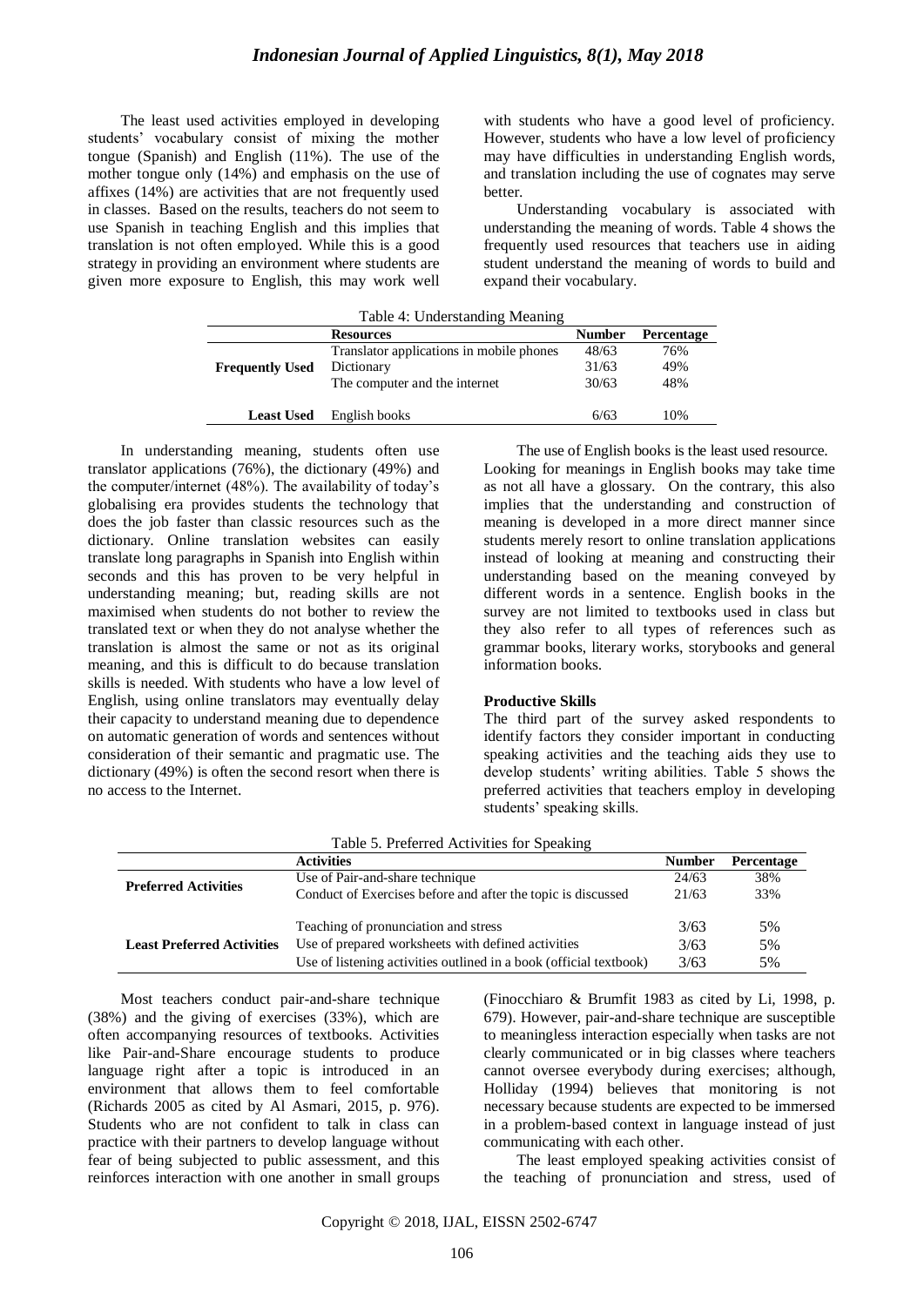The least used activities employed in developing students' vocabulary consist of mixing the mother tongue (Spanish) and English (11%). The use of the mother tongue only (14%) and emphasis on the use of affixes (14%) are activities that are not frequently used in classes. Based on the results, teachers do not seem to use Spanish in teaching English and this implies that translation is not often employed. While this is a good strategy in providing an environment where students are given more exposure to English, this may work well with students who have a good level of proficiency. However, students who have a low level of proficiency may have difficulties in understanding English words, and translation including the use of cognates may serve better.

Understanding vocabulary is associated with understanding the meaning of words. Table 4 shows the frequently used resources that teachers use in aiding student understand the meaning of words to build and expand their vocabulary.

Table 4: Understanding Meaning

| | Resources | Number | Percentage |
|---|---|---|---|
| **Frequently Used** | Translator applications in mobile phones | 48/63 | 76% |
| | Dictionary | 31/63 | 49% |
| | The computer and the internet | 30/63 | 48% |
| **Least Used** | English books | 6/63 | 10% |

In understanding meaning, students often use translator applications (76%), the dictionary (49%) and the computer/internet (48%). The availability of today's globalising era provides students the technology that does the job faster than classic resources such as the dictionary. Online translation websites can easily translate long paragraphs in Spanish into English within seconds and this has proven to be very helpful in understanding meaning; but, reading skills are not maximised when students do not bother to review the translated text or when they do not analyse whether the translation is almost the same or not as its original meaning, and this is difficult to do because translation skills is needed. With students who have a low level of English, using online translators may eventually delay their capacity to understand meaning due to dependence on automatic generation of words and sentences without consideration of their semantic and pragmatic use. The dictionary (49%) is often the second resort when there is no access to the Internet.

The use of English books is the least used resource. Looking for meanings in English books may take time as not all have a glossary. On the contrary, this also implies that the understanding and construction of meaning is developed in a more direct manner since students merely resort to online translation applications instead of looking at meaning and constructing their understanding based on the meaning conveyed by different words in a sentence. English books in the survey are not limited to textbooks used in class but they also refer to all types of references such as grammar books, literary works, storybooks and general information books.

### Productive Skills

The third part of the survey asked respondents to identify factors they consider important in conducting speaking activities and the teaching aids they use to develop students' writing abilities. Table 5 shows the preferred activities that teachers employ in developing students' speaking skills.

Table 5. Preferred Activities for Speaking

| | Activities | Number | Percentage |
|---|---|---|---|
| **Preferred Activities** | Use of Pair-and-share technique | 24/63 | 38% |
| | Conduct of Exercises before and after the topic is discussed | 21/63 | 33% |
| **Least Preferred Activities** | Teaching of pronunciation and stress | 3/63 | 5% |
| | Use of prepared worksheets with defined activities | 3/63 | 5% |
| | Use of listening activities outlined in a book (official textbook) | 3/63 | 5% |

Most teachers conduct pair-and-share technique (38%) and the giving of exercises (33%), which are often accompanying resources of textbooks. Activities like Pair-and-Share encourage students to produce language right after a topic is introduced in an environment that allows them to feel comfortable (Richards 2005 as cited by Al Asmari, 2015, p. 976). Students who are not confident to talk in class can practice with their partners to develop language without fear of being subjected to public assessment, and this reinforces interaction with one another in small groups (Finocchiaro & Brumfit 1983 as cited by Li, 1998, p. 679). However, pair-and-share technique are susceptible to meaningless interaction especially when tasks are not clearly communicated or in big classes where teachers cannot oversee everybody during exercises; although, Holliday (1994) believes that monitoring is not necessary because students are expected to be immersed in a problem-based context in language instead of just communicating with each other.

The least employed speaking activities consist of the teaching of pronunciation and stress, used of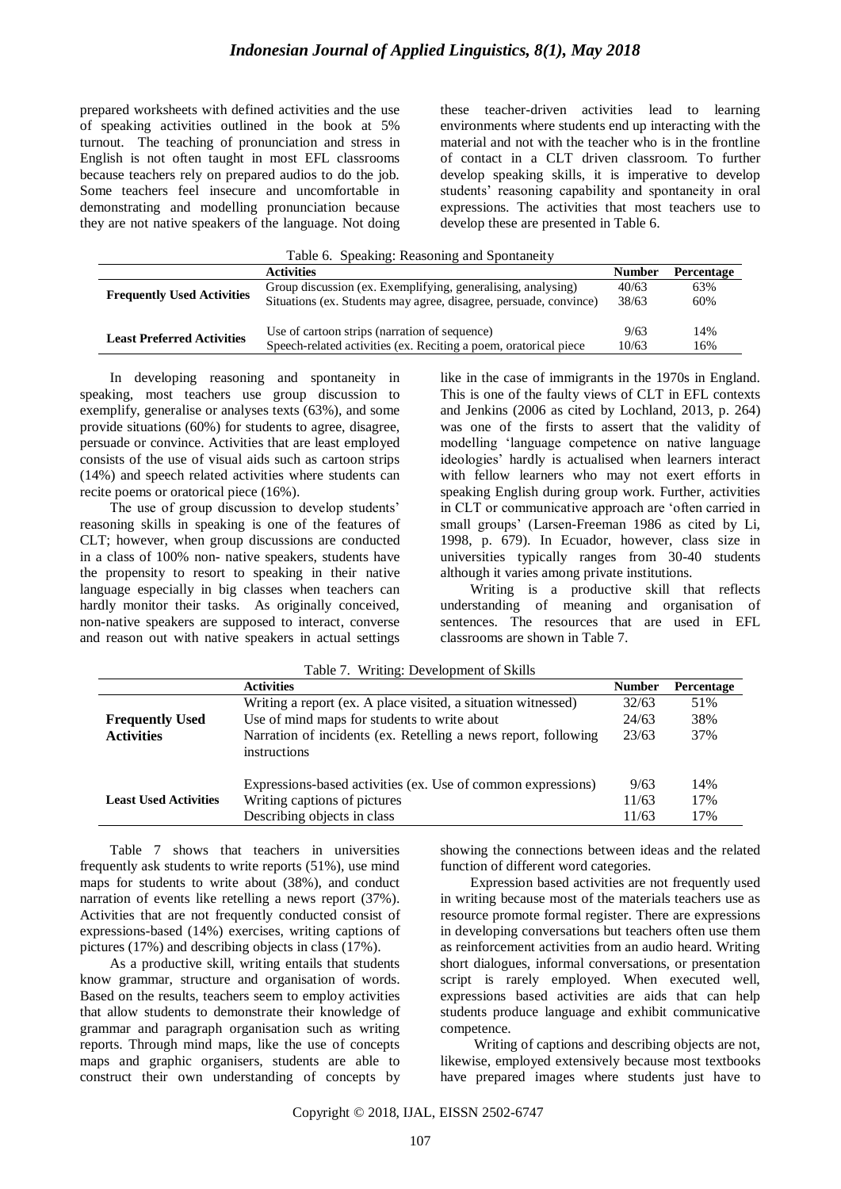prepared worksheets with defined activities and the use of speaking activities outlined in the book at 5% turnout. The teaching of pronunciation and stress in English is not often taught in most EFL classrooms because teachers rely on prepared audios to do the job. Some teachers feel insecure and uncomfortable in demonstrating and modelling pronunciation because they are not native speakers of the language. Not doing these teacher-driven activities lead to learning environments where students end up interacting with the material and not with the teacher who is in the frontline of contact in a CLT driven classroom. To further develop speaking skills, it is imperative to develop students' reasoning capability and spontaneity in oral expressions. The activities that most teachers use to develop these are presented in Table 6.

Table 6. Speaking: Reasoning and Spontaneity

| | Activities | Number | Percentage |
|---|---|---|---|
| **Frequently Used Activities** | Group discussion (ex. Exemplifying, generalising, analysing) | 40/63 | 63% |
| | Situations (ex. Students may agree, disagree, persuade, convince) | 38/63 | 60% |
| **Least Preferred Activities** | Use of cartoon strips (narration of sequence) | 9/63 | 14% |
| | Speech-related activities (ex. Reciting a poem, oratorical piece | 10/63 | 16% |

In developing reasoning and spontaneity in speaking, most teachers use group discussion to exemplify, generalise or analyses texts (63%), and some provide situations (60%) for students to agree, disagree, persuade or convince. Activities that are least employed consists of the use of visual aids such as cartoon strips (14%) and speech related activities where students can recite poems or oratorical piece (16%).

The use of group discussion to develop students' reasoning skills in speaking is one of the features of CLT; however, when group discussions are conducted in a class of 100% non- native speakers, students have the propensity to resort to speaking in their native language especially in big classes when teachers can hardly monitor their tasks. As originally conceived, non-native speakers are supposed to interact, converse and reason out with native speakers in actual settings like in the case of immigrants in the 1970s in England. This is one of the faulty views of CLT in EFL contexts and Jenkins (2006 as cited by Lochland, 2013, p. 264) was one of the firsts to assert that the validity of modelling 'language competence on native language ideologies' hardly is actualised when learners interact with fellow learners who may not exert efforts in speaking English during group work. Further, activities in CLT or communicative approach are 'often carried in small groups' (Larsen-Freeman 1986 as cited by Li, 1998, p. 679). In Ecuador, however, class size in universities typically ranges from 30-40 students although it varies among private institutions.

Writing is a productive skill that reflects understanding of meaning and organisation of sentences. The resources that are used in EFL classrooms are shown in Table 7.

Table 7. Writing: Development of Skills

| | Activities | Number | Percentage |
|---|---|---|---|
| **Frequently Used Activities** | Writing a report (ex. A place visited, a situation witnessed) | 32/63 | 51% |
| | Use of mind maps for students to write about | 24/63 | 38% |
| | Narration of incidents (ex. Retelling a news report, following instructions | 23/63 | 37% |
| **Least Used Activities** | Expressions-based activities (ex. Use of common expressions) | 9/63 | 14% |
| | Writing captions of pictures | 11/63 | 17% |
| | Describing objects in class | 11/63 | 17% |

Table 7 shows that teachers in universities frequently ask students to write reports (51%), use mind maps for students to write about (38%), and conduct narration of events like retelling a news report (37%). Activities that are not frequently conducted consist of expressions-based (14%) exercises, writing captions of pictures (17%) and describing objects in class (17%).

As a productive skill, writing entails that students know grammar, structure and organisation of words. Based on the results, teachers seem to employ activities that allow students to demonstrate their knowledge of grammar and paragraph organisation such as writing reports. Through mind maps, like the use of concepts maps and graphic organisers, students are able to construct their own understanding of concepts by showing the connections between ideas and the related function of different word categories.

Expression based activities are not frequently used in writing because most of the materials teachers use as resource promote formal register. There are expressions in developing conversations but teachers often use them as reinforcement activities from an audio heard. Writing short dialogues, informal conversations, or presentation script is rarely employed. When executed well, expressions based activities are aids that can help students produce language and exhibit communicative competence.

Writing of captions and describing objects are not, likewise, employed extensively because most textbooks have prepared images where students just have to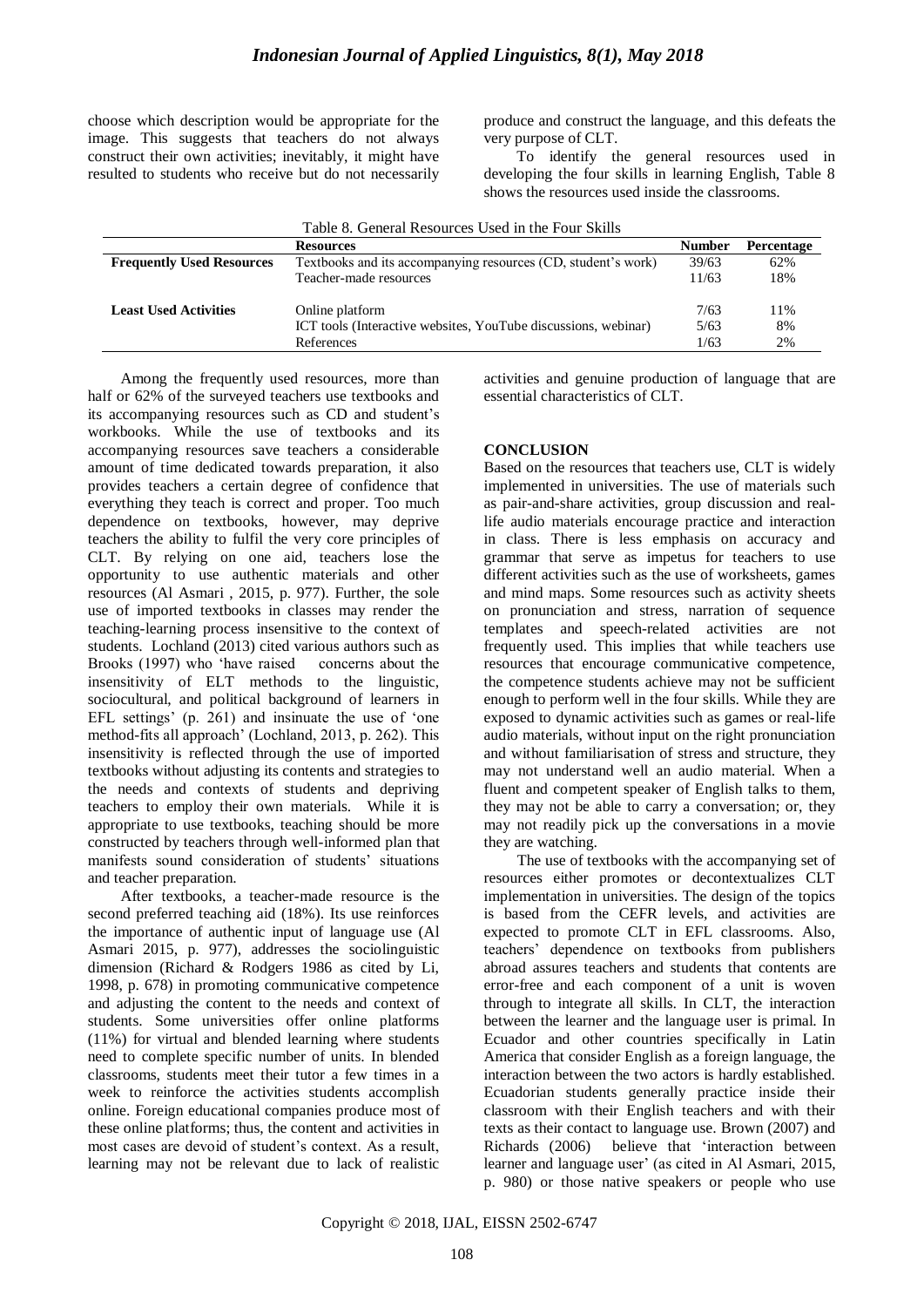choose which description would be appropriate for the image. This suggests that teachers do not always construct their own activities; inevitably, it might have resulted to students who receive but do not necessarily produce and construct the language, and this defeats the very purpose of CLT.

To identify the general resources used in developing the four skills in learning English, Table 8 shows the resources used inside the classrooms.

Table 8. General Resources Used in the Four Skills

| | Resources | Number | Percentage |
|---|---|---|---|
| **Frequently Used Resources** | Textbooks and its accompanying resources (CD, student's work) | 39/63 | 62% |
| | Teacher-made resources | 11/63 | 18% |
| **Least Used Activities** | Online platform | 7/63 | 11% |
| | ICT tools (Interactive websites, YouTube discussions, webinar) | 5/63 | 8% |
| | References | 1/63 | 2% |

Among the frequently used resources, more than half or 62% of the surveyed teachers use textbooks and its accompanying resources such as CD and student's workbooks. While the use of textbooks and its accompanying resources save teachers a considerable amount of time dedicated towards preparation, it also provides teachers a certain degree of confidence that everything they teach is correct and proper. Too much dependence on textbooks, however, may deprive teachers the ability to fulfil the very core principles of CLT. By relying on one aid, teachers lose the opportunity to use authentic materials and other resources (Al Asmari , 2015, p. 977). Further, the sole use of imported textbooks in classes may render the teaching-learning process insensitive to the context of students. Lochland (2013) cited various authors such as Brooks (1997) who 'have raised concerns about the insensitivity of ELT methods to the linguistic, sociocultural, and political background of learners in EFL settings' (p. 261) and insinuate the use of 'one method-fits all approach' (Lochland, 2013, p. 262). This insensitivity is reflected through the use of imported textbooks without adjusting its contents and strategies to the needs and contexts of students and depriving teachers to employ their own materials. While it is appropriate to use textbooks, teaching should be more constructed by teachers through well-informed plan that manifests sound consideration of students' situations and teacher preparation.

After textbooks, a teacher-made resource is the second preferred teaching aid (18%). Its use reinforces the importance of authentic input of language use (Al Asmari 2015, p. 977), addresses the sociolinguistic dimension (Richard & Rodgers 1986 as cited by Li, 1998, p. 678) in promoting communicative competence and adjusting the content to the needs and context of students. Some universities offer online platforms (11%) for virtual and blended learning where students need to complete specific number of units. In blended classrooms, students meet their tutor a few times in a week to reinforce the activities students accomplish online. Foreign educational companies produce most of these online platforms; thus, the content and activities in most cases are devoid of student's context. As a result, learning may not be relevant due to lack of realistic activities and genuine production of language that are essential characteristics of CLT.

## CONCLUSION

Based on the resources that teachers use, CLT is widely implemented in universities. The use of materials such as pair-and-share activities, group discussion and real-life audio materials encourage practice and interaction in class. There is less emphasis on accuracy and grammar that serve as impetus for teachers to use different activities such as the use of worksheets, games and mind maps. Some resources such as activity sheets on pronunciation and stress, narration of sequence templates and speech-related activities are not frequently used. This implies that while teachers use resources that encourage communicative competence, the competence students achieve may not be sufficient enough to perform well in the four skills. While they are exposed to dynamic activities such as games or real-life audio materials, without input on the right pronunciation and without familiarisation of stress and structure, they may not understand well an audio material. When a fluent and competent speaker of English talks to them, they may not be able to carry a conversation; or, they may not readily pick up the conversations in a movie they are watching.

The use of textbooks with the accompanying set of resources either promotes or decontextualizes CLT implementation in universities. The design of the topics is based from the CEFR levels, and activities are expected to promote CLT in EFL classrooms. Also, teachers' dependence on textbooks from publishers abroad assures teachers and students that contents are error-free and each component of a unit is woven through to integrate all skills. In CLT, the interaction between the learner and the language user is primal. In Ecuador and other countries specifically in Latin America that consider English as a foreign language, the interaction between the two actors is hardly established. Ecuadorian students generally practice inside their classroom with their English teachers and with their texts as their contact to language use. Brown (2007) and Richards (2006) believe that 'interaction between learner and language user' (as cited in Al Asmari, 2015, p. 980) or those native speakers or people who use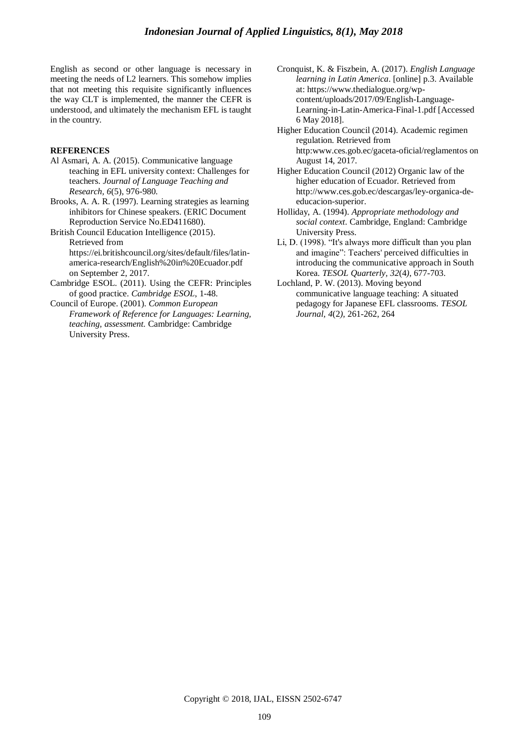English as second or other language is necessary in meeting the needs of L2 learners. This somehow implies that not meeting this requisite significantly influences the way CLT is implemented, the manner the CEFR is understood, and ultimately the mechanism EFL is taught in the country.

## REFERENCES

Al Asmari, A. A. (2015). Communicative language teaching in EFL university context: Challenges for teachers. *Journal of Language Teaching and Research, 6*(5), 976-980.

Brooks, A. A. R. (1997). Learning strategies as learning inhibitors for Chinese speakers. (ERIC Document Reproduction Service No.ED411680).

British Council Education Intelligence (2015). Retrieved from https://ei.britishcouncil.org/sites/default/files/latin-america-research/English%20in%20Ecuador.pdf on September 2, 2017.

Cambridge ESOL. (2011). Using the CEFR: Principles of good practice. *Cambridge ESOL*, 1-48.

Council of Europe. (2001). *Common European Framework of Reference for Languages: Learning, teaching, assessment.* Cambridge: Cambridge University Press.

Cronquist, K. & Fiszbein, A. (2017). *English Language learning in Latin America*. [online] p.3. Available at: https://www.thedialogue.org/wp-content/uploads/2017/09/English-Language-Learning-in-Latin-America-Final-1.pdf [Accessed 6 May 2018].

Higher Education Council (2014). Academic regimen regulation. Retrieved from http:www.ces.gob.ec/gaceta-oficial/reglamentos on August 14, 2017.

Higher Education Council (2012) Organic law of the higher education of Ecuador. Retrieved from http://www.ces.gob.ec/descargas/ley-organica-de-educacion-superior.

Holliday, A. (1994). *Appropriate methodology and social context*. Cambridge, England: Cambridge University Press.

Li, D. (1998). "It's always more difficult than you plan and imagine": Teachers' perceived difficulties in introducing the communicative approach in South Korea. *TESOL Quarterly, 32*(4), 677-703.

Lochland, P. W. (2013). Moving beyond communicative language teaching: A situated pedagogy for Japanese EFL classrooms. *TESOL Journal, 4*(2), 261-262, 264